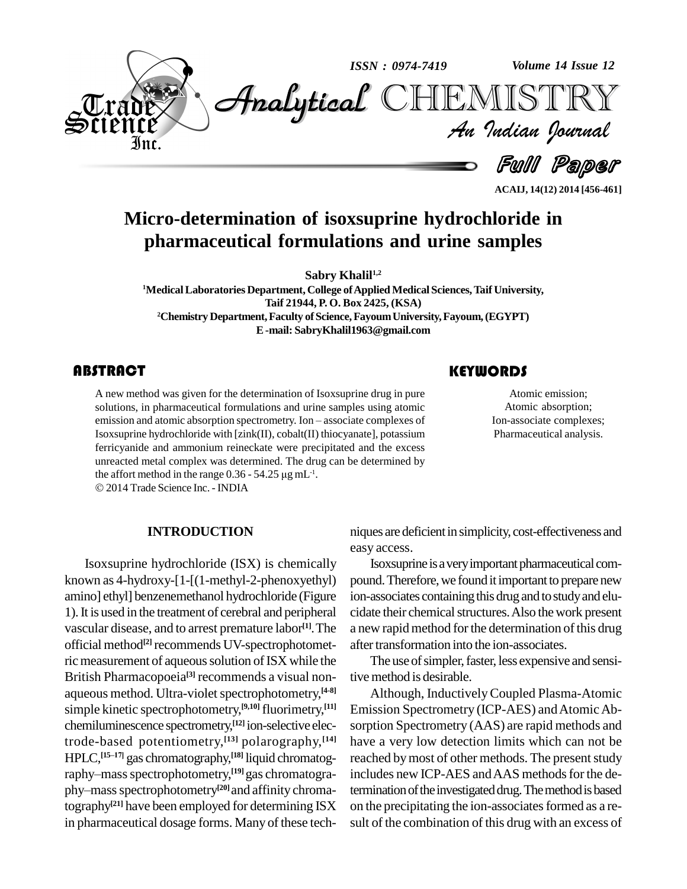# Micro-determination of isoxsuprine hydrochloride in pharmaceutical formulations and urine samples

**Sabry Khalil[1,2]**

[1]Medical Laboratories Department, College of Applied Medical Sciences, Taif University, Taif 21944, P. O. Box 2425, (KSA)

[2]Chemistry Department, Faculty of Science, Fayoum University, Fayoum, (EGYPT)

E-mail: SabryKhalil1963@gmail.com

## ABSTRACT

A new method was given for the determination of Isoxsuprine drug in pure solutions, in pharmaceutical formulations and urine samples using atomic emission and atomic absorption spectrometry. Ion – associate complexes of Isoxsuprine hydrochloride with [zink(II), cobalt(II) thiocyanate], potassium ferricyanide and ammonium reineckate were precipitated and the excess unreacted metal complex was determined. The drug can be determined by the affort method in the range 0.36 - 54.25 μg $mL^{-1}$.

© 2014 Trade Science Inc. - INDIA

## KEYWORDS

Atomic emission;
Atomic absorption;
Ion-associate complexes;
Pharmaceutical analysis.

## INTRODUCTION

Isoxsuprine hydrochloride (ISX) is chemically known as 4-hydroxy-[1-[(1-methyl-2-phenoxyethyl) amino] ethyl] benzenemethanol hydrochloride (Figure 1). It is used in the treatment of cerebral and peripheral vascular disease, and to arrest premature labor[1]. The official method[2] recommends UV-spectrophotometric measurement of aqueous solution of ISX while the British Pharmacopoeia[3] recommends a visual non-aqueous method. Ultra-violet spectrophotometry,[4-8] simple kinetic spectrophotometry,[9,10] fluorimetry,[11] chemiluminescence spectrometry,[12] ion-selective electrode-based potentiometry,[13] polarography,[14] HPLC,[15–17] gas chromatography,[18] liquid chromatography–mass spectrophotometry,[19] gas chromatography–mass spectrophotometry[20] and affinity chromatography[21] have been employed for determining ISX in pharmaceutical dosage forms. Many of these techniques are deficient in simplicity, cost-effectiveness and easy access.

Isoxsuprine is a very important pharmaceutical compound. Therefore, we found it important to prepare new ion-associates containing this drug and to study and elucidate their chemical structures. Also the work present a new rapid method for the determination of this drug after transformation into the ion-associates.

The use of simpler, faster, less expensive and sensitive method is desirable.

Although, Inductively Coupled Plasma-Atomic Emission Spectrometry (ICP-AES) and Atomic Absorption Spectrometry (AAS) are rapid methods and have a very low detection limits which can not be reached by most of other methods. The present study includes new ICP-AES and AAS methods for the determination of the investigated drug. The method is based on the precipitating the ion-associates formed as a result of the combination of this drug with an excess of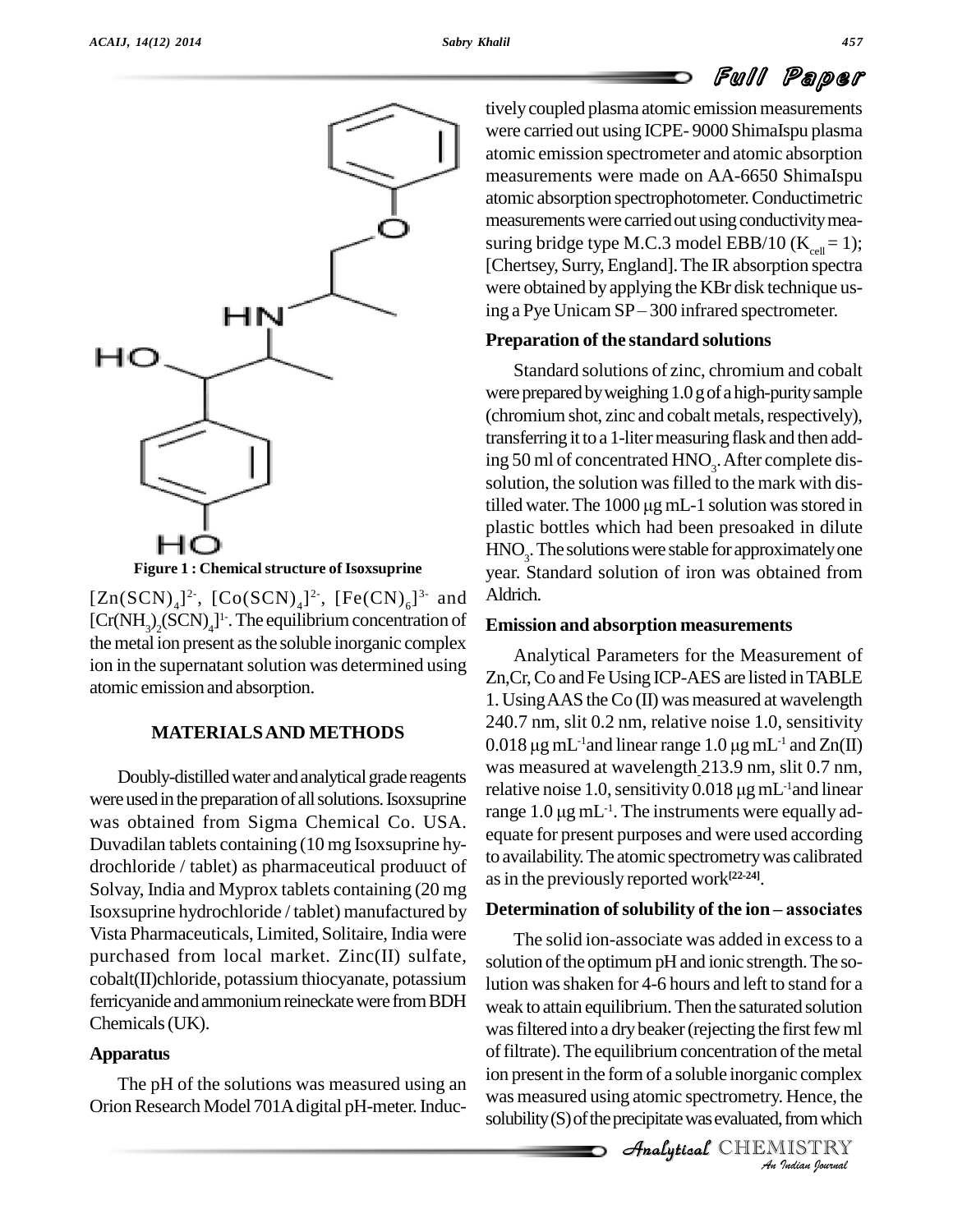Figure 1 : Chemical structure of Isoxsuprine

$[Zn(SCN)_4]^{2-}$, $[Co(SCN)_4]^{2-}$, $[Fe(CN)_6]^{3-}$ and $[Cr(NH_3)_2(SCN)_4]^{1-}$. The equilibrium concentration of the metal ion present as the soluble inorganic complex ion in the supernatant solution was determined using atomic emission and absorption.

## MATERIALS AND METHODS

Doubly-distilled water and analytical grade reagents were used in the preparation of all solutions. Isoxsuprine was obtained from Sigma Chemical Co. USA. Duvadilan tablets containing (10 mg Isoxsuprine hydrochloride / tablet) as pharmaceutical produuct of Solvay, India and Myprox tablets containing (20 mg Isoxsuprine hydrochloride / tablet) manufactured by Vista Pharmaceuticals, Limited, Solitaire, India were purchased from local market. Zinc(II) sulfate, cobalt(II)chloride, potassium thiocyanate, potassium ferricyanide and ammonium reineckate were from BDH Chemicals (UK).

### Apparatus

The pH of the solutions was measured using an Orion Research Model 701A digital pH-meter. Inductively coupled plasma atomic emission measurements were carried out using ICPE- 9000 ShimaIspu plasma atomic emission spectrometer and atomic absorption measurements were made on AA-6650 ShimaIspu atomic absorption spectrophotometer. Conductimetric measurements were carried out using conductivity measuring bridge type M.C.3 model EBB/10 ($K_{cell} = 1$); [Chertsey, Surry, England]. The IR absorption spectra were obtained by applying the KBr disk technique using a Pye Unicam SP – 300 infrared spectrometer.

### Preparation of the standard solutions

Standard solutions of zinc, chromium and cobalt were prepared by weighing 1.0 g of a high-purity sample (chromium shot, zinc and cobalt metals, respectively), transferring it to a 1-liter measuring flask and then adding 50 ml of concentrated $HNO_3$. After complete dissolution, the solution was filled to the mark with distilled water. The 1000 μg mL-1 solution was stored in plastic bottles which had been presoaked in dilute $HNO_3$. The solutions were stable for approximately one year. Standard solution of iron was obtained from Aldrich.

### Emission and absorption measurements

Analytical Parameters for the Measurement of Zn,Cr, Co and Fe Using ICP-AES are listed in TABLE 1. Using AAS the Co (II) was measured at wavelength 240.7 nm, slit 0.2 nm, relative noise 1.0, sensitivity 0.018 μg $mL^{-1}$ and linear range 1.0 μg $mL^{-1}$ and Zn(II) was measured at wavelength 213.9 nm, slit 0.7 nm, relative noise 1.0, sensitivity 0.018 μg $mL^{-1}$ and linear range 1.0 μg $mL^{-1}$. The instruments were equally adequate for present purposes and were used according to availability. The atomic spectrometry was calibrated as in the previously reported work[22-24].

### Determination of solubility of the ion – associates

The solid ion-associate was added in excess to a solution of the optimum pH and ionic strength. The solution was shaken for 4-6 hours and left to stand for a weak to attain equilibrium. Then the saturated solution was filtered into a dry beaker (rejecting the first few ml of filtrate). The equilibrium concentration of the metal ion present in the form of a soluble inorganic complex was measured using atomic spectrometry. Hence, the solubility (S) of the precipitate was evaluated, from which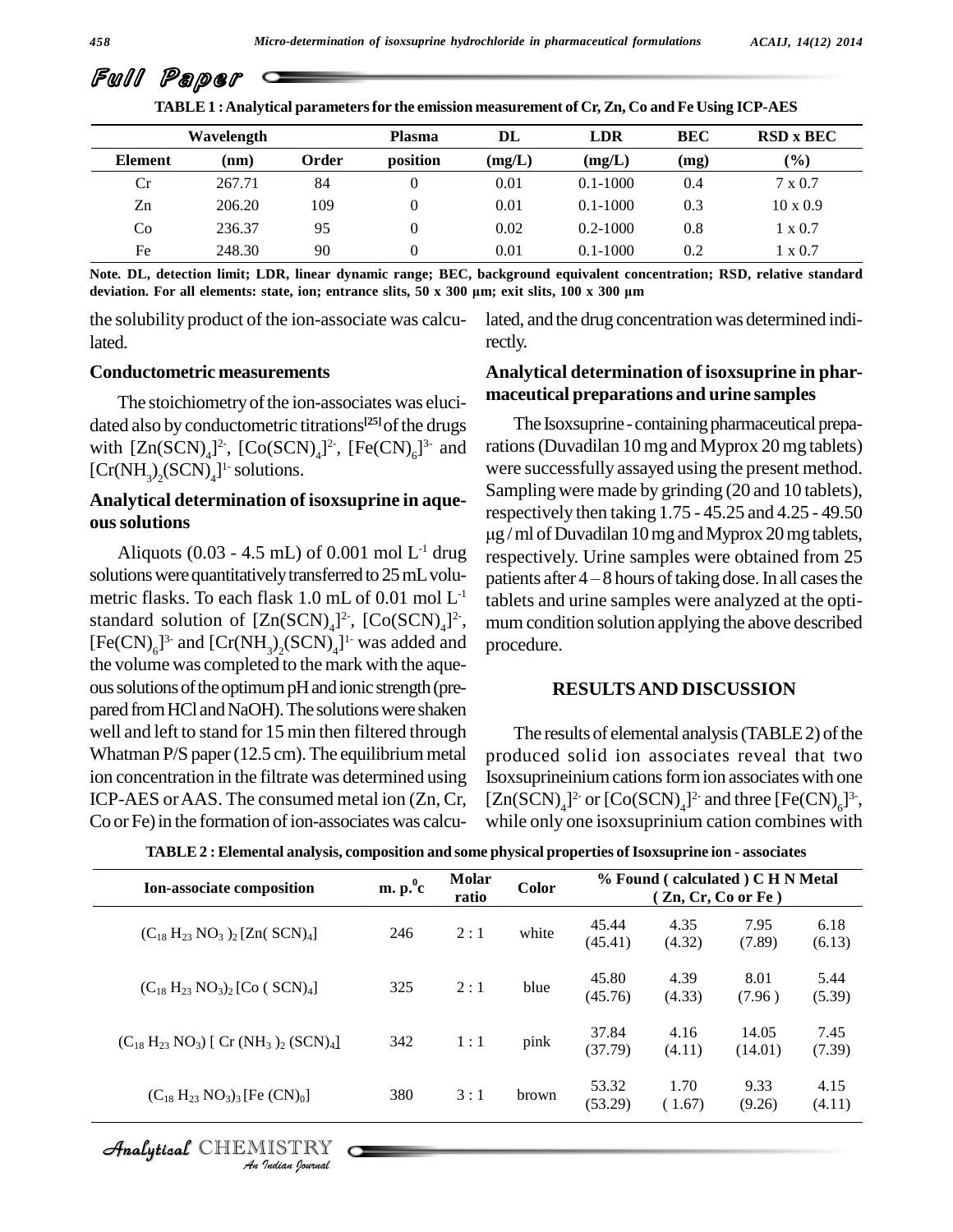**TABLE 1 : Analytical parameters for the emission measurement of Cr, Zn, Co and Fe Using ICP-AES**

| Element | Wavelength (nm) | Order | Plasma position | DL (mg/L) | LDR (mg/L) | BEC (mg) | RSD x BEC (%) |
|---|---|---|---|---|---|---|---|
| Cr | 267.71 | 84 | 0 | 0.01 | 0.1-1000 | 0.4 | 7 x 0.7 |
| Zn | 206.20 | 109 | 0 | 0.01 | 0.1-1000 | 0.3 | 10 x 0.9 |
| Co | 236.37 | 95 | 0 | 0.02 | 0.2-1000 | 0.8 | 1 x 0.7 |
| Fe | 248.30 | 90 | 0 | 0.01 | 0.1-1000 | 0.2 | 1 x 0.7 |

**Note. DL, detection limit; LDR, linear dynamic range; BEC, background equivalent concentration; RSD, relative standard deviation. For all elements: state, ion; entrance slits, 50 x 300 µm; exit slits, 100 x 300 µm**

the solubility product of the ion-associate was calculated.

### Conductometric measurements

The stoichiometry of the ion-associates was elucidated also by conductometric titrations[25] of the drugs with $[Zn(SCN)_4]^{2-}$, $[Co(SCN)_4]^{2-}$, $[Fe(CN)_6]^{3-}$ and $[Cr(NH_3)_2(SCN)_4]^{1-}$ solutions.

### Analytical determination of isoxsuprine in aqueous solutions

Aliquots (0.03 - 4.5 mL) of 0.001 mol $L^{-1}$ drug solutions were quantitatively transferred to 25 mL volumetric flasks. To each flask 1.0 mL of 0.01 mol $L^{-1}$ standard solution of $[Zn(SCN)_4]^{2-}$, $[Co(SCN)_4]^{2-}$, $[Fe(CN)_6]^{3-}$ and $[Cr(NH_3)_2(SCN)_4]^{1-}$ was added and the volume was completed to the mark with the aqueous solutions of the optimum pH and ionic strength (prepared from HCl and NaOH). The solutions were shaken well and left to stand for 15 min then filtered through Whatman P/S paper (12.5 cm). The equilibrium metal ion concentration in the filtrate was determined using ICP-AES or AAS. The consumed metal ion (Zn, Cr, Co or Fe) in the formation of ion-associates was calculated, and the drug concentration was determined indirectly.

### Analytical determination of isoxsuprine in pharmaceutical preparations and urine samples

The Isoxsuprine - containing pharmaceutical preparations (Duvadilan 10 mg and Myprox 20 mg tablets) were successfully assayed using the present method. Sampling were made by grinding (20 and 10 tablets), respectively then taking 1.75 - 45.25 and 4.25 - 49.50 µg / ml of Duvadilan 10 mg and Myprox 20 mg tablets, respectively. Urine samples were obtained from 25 patients after 4 – 8 hours of taking dose. In all cases the tablets and urine samples were analyzed at the optimum condition solution applying the above described procedure.

## RESULTS AND DISCUSSION

The results of elemental analysis (TABLE 2) of the produced solid ion associates reveal that two Isoxsuprineinium cations form ion associates with one $[Zn(SCN)_4]^{2-}$ or $[Co(SCN)_4]^{2-}$ and three $[Fe(CN)_6]^{3-}$, while only one isoxsuprinium cation combines with

**TABLE 2 : Elemental analysis, composition and some physical properties of Isoxsuprine ion - associates**

| Ion-associate composition | m. p. $^0$c | Molar ratio | Color | % Found ( calculated ) C H N Metal ( Zn, Cr, Co or Fe ) | | | |
|---|---|---|---|---|---|---|---|
| $(C_{18}H_{23}NO_3)_2[Zn(SCN)_4]$ | 246 | 2 : 1 | white | 45.44 (45.41) | 4.35 (4.32) | 7.95 (7.89) | 6.18 (6.13) |
| $(C_{18}H_{23}NO_3)_2[Co(SCN)_4]$ | 325 | 2 : 1 | blue | 45.80 (45.76) | 4.39 (4.33) | 8.01 (7.96 ) | 5.44 (5.39) |
| $(C_{18}H_{23}NO_3)[Cr(NH_3)_2(SCN)_4]$ | 342 | 1 : 1 | pink | 37.84 (37.79) | 4.16 (4.11) | 14.05 (14.01) | 7.45 (7.39) |
| $(C_{18}H_{23}NO_3)_3[Fe(CN)_0]$ | 380 | 3 : 1 | brown | 53.32 (53.29) | 1.70 ( 1.67) | 9.33 (9.26) | 4.15 (4.11) |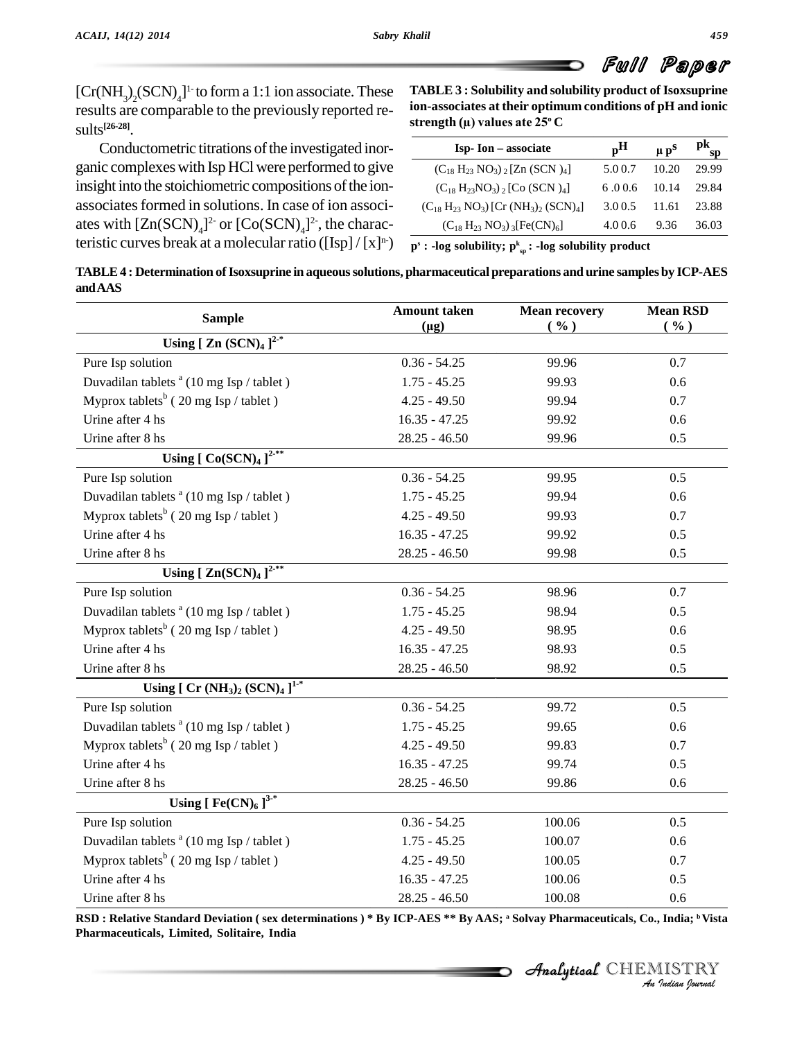$[Cr(NH_3)_2(SCN)_4]^{1-}$ to form a 1:1 ion associate. These results are comparable to the previously reported results[26-28].

Conductometric titrations of the investigated inorganic complexes with Isp HCl were performed to give insight into the stoichiometric compositions of the ion-associates formed in solutions. In case of ion associates with $[Zn(SCN)_4]^{2-}$ or $[Co(SCN)_4]^{2-}$, the characteristic curves break at a molecular ratio ([Isp] / $[x]^{n-}$)

**TABLE 3 : Solubility and solubility product of Isoxsuprine ion-associates at their optimum conditions of pH and ionic strength (μ) values ate 25° C**

| Isp- Ion – associate | $p^H$ | $\mu\ p^S$ | $pk_{sp}$ |
|---|---|---|---|
| $(C_{18}H_{23}NO_3)_2[Zn(SCN)_4]$ | 5.0 0.7 | 10.20 | 29.99 |
| $(C_{18}H_{23}NO_3)_2[Co(SCN)_4]$ | 6 .0 0.6 | 10.14 | 29.84 |
| $(C_{18}H_{23}NO_3)[Cr(NH_3)_2(SCN)_4]$ | 3.0 0.5 | 11.61 | 23.88 |
| $(C_{18}H_{23}NO_3)_3[Fe(CN)_6]$ | 4.0 0.6 | 9.36 | 36.03 |

$p^s$ : -log solubility; $p^k_{sp}$ : -log solubility product

**TABLE 4 : Determination of Isoxsuprine in aqueous solutions, pharmaceutical preparations and urine samples by ICP-AES and AAS**

| Sample | Amount taken (μg) | Mean recovery ( % ) | Mean RSD ( % ) |
|---|---|---|---|
| **Using $[Zn(SCN)_4]^{2-}$\*** | | | |
| Pure Isp solution | 0.36 - 54.25 | 99.96 | 0.7 |
| Duvadilan tablets [a] (10 mg Isp / tablet ) | 1.75 - 45.25 | 99.93 | 0.6 |
| Myprox tablets[b] ( 20 mg Isp / tablet ) | 4.25 - 49.50 | 99.94 | 0.7 |
| Urine after 4 hs | 16.35 - 47.25 | 99.92 | 0.6 |
| Urine after 8 hs | 28.25 - 46.50 | 99.96 | 0.5 |
| **Using $[Co(SCN)_4]^{2-}$\*\*** | | | |
| Pure Isp solution | 0.36 - 54.25 | 99.95 | 0.5 |
| Duvadilan tablets [a] (10 mg Isp / tablet ) | 1.75 - 45.25 | 99.94 | 0.6 |
| Myprox tablets[b] ( 20 mg Isp / tablet ) | 4.25 - 49.50 | 99.93 | 0.7 |
| Urine after 4 hs | 16.35 - 47.25 | 99.92 | 0.5 |
| Urine after 8 hs | 28.25 - 46.50 | 99.98 | 0.5 |
| **Using $[Zn(SCN)_4]^{2-}$\*\*** | | | |
| Pure Isp solution | 0.36 - 54.25 | 98.96 | 0.7 |
| Duvadilan tablets [a] (10 mg Isp / tablet ) | 1.75 - 45.25 | 98.94 | 0.5 |
| Myprox tablets[b] ( 20 mg Isp / tablet ) | 4.25 - 49.50 | 98.95 | 0.6 |
| Urine after 4 hs | 16.35 - 47.25 | 98.93 | 0.5 |
| Urine after 8 hs | 28.25 - 46.50 | 98.92 | 0.5 |
| **Using $[Cr(NH_3)_2(SCN)_4]^{1-}$\*** | | | |
| Pure Isp solution | 0.36 - 54.25 | 99.72 | 0.5 |
| Duvadilan tablets [a] (10 mg Isp / tablet ) | 1.75 - 45.25 | 99.65 | 0.6 |
| Myprox tablets[b] ( 20 mg Isp / tablet ) | 4.25 - 49.50 | 99.83 | 0.7 |
| Urine after 4 hs | 16.35 - 47.25 | 99.74 | 0.5 |
| Urine after 8 hs | 28.25 - 46.50 | 99.86 | 0.6 |
| **Using $[Fe(CN)_6]^{3-}$\*** | | | |
| Pure Isp solution | 0.36 - 54.25 | 100.06 | 0.5 |
| Duvadilan tablets [a] (10 mg Isp / tablet ) | 1.75 - 45.25 | 100.07 | 0.6 |
| Myprox tablets[b] ( 20 mg Isp / tablet ) | 4.25 - 49.50 | 100.05 | 0.7 |
| Urine after 4 hs | 16.35 - 47.25 | 100.06 | 0.5 |
| Urine after 8 hs | 28.25 - 46.50 | 100.08 | 0.6 |

**RSD : Relative Standard Deviation ( sex determinations ) \* By ICP-AES \*\* By AAS; [a] Solvay Pharmaceuticals, Co., India; [b] Vista Pharmaceuticals, Limited, Solitaire, India**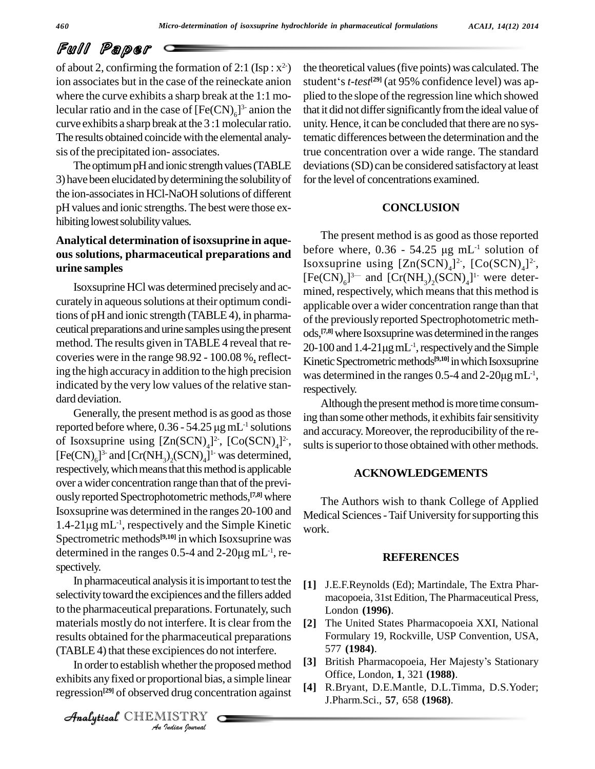of about 2, confirming the formation of 2:1 (Isp : $x^{2-}$) ion associates but in the case of the reineckate anion where the curve exhibits a sharp break at the 1:1 molecular ratio and in the case of $[Fe(CN)_6]^{3-}$ anion the curve exhibits a sharp break at the 3 :1 molecular ratio. The results obtained coincide with the elemental analysis of the precipitated ion- associates.

The optimum pH and ionic strength values (TABLE 3) have been elucidated by determining the solubility of the ion-associates in HCl-NaOH solutions of different pH values and ionic strengths. The best were those exhibiting lowest solubility values.

### Analytical determination of isoxsuprine in aqueous solutions, pharmaceutical preparations and urine samples

Isoxsuprine HCl was determined precisely and accurately in aqueous solutions at their optimum conditions of pH and ionic strength (TABLE 4), in pharmaceutical preparations and urine samples using the present method. The results given in TABLE 4 reveal that recoveries were in the range 98.92 - 100.08 %, reflecting the high accuracy in addition to the high precision indicated by the very low values of the relative standard deviation.

Generally, the present method is as good as those reported before where, 0.36 - 54.25 μg $mL^{-1}$ solutions of Isoxsuprine using $[Zn(SCN)_4]^{2-}$, $[Co(SCN)_4]^{2-}$, $[Fe(CN)_6]^{3-}$ and $[Cr(NH_3)_2(SCN)_4]^{1-}$ was determined, respectively, which means that this method is applicable over a wider concentration range than that of the previously reported Spectrophotometric methods,[7,8] where Isoxsuprine was determined in the ranges 20-100 and 1.4-21μg $mL^{-1}$, respectively and the Simple Kinetic Spectrometric methods[9,10] in which Isoxsuprine was determined in the ranges 0.5-4 and 2-20μg $mL^{-1}$, respectively.

In pharmaceutical analysis it is important to test the selectivity toward the excipiences and the fillers added to the pharmaceutical preparations. Fortunately, such materials mostly do not interfere. It is clear from the results obtained for the pharmaceutical preparations (TABLE 4) that these excipiences do not interfere.

In order to establish whether the proposed method exhibits any fixed or proportional bias, a simple linear regression[29] of observed drug concentration against the theoretical values (five points) was calculated. The student's *t-test*[29] (at 95% confidence level) was applied to the slope of the regression line which showed that it did not differ significantly from the ideal value of unity. Hence, it can be concluded that there are no systematic differences between the determination and the true concentration over a wide range. The standard deviations (SD) can be considered satisfactory at least for the level of concentrations examined.

## CONCLUSION

The present method is as good as those reported before where, 0.36 - 54.25 μg $mL^{-1}$ solution of Isoxsuprine using $[Zn(SCN)_4]^{2-}$, $[Co(SCN)_4]^{2-}$, $[Fe(CN)_6]^{3-}$ and $[Cr(NH_3)_2(SCN)_4]^{1-}$ were determined, respectively, which means that this method is applicable over a wider concentration range than that of the previously reported Spectrophotometric methods,[7,8] where Isoxsuprine was determined in the ranges 20-100 and 1.4-21μg $mL^{-1}$, respectively and the Simple Kinetic Spectrometric methods[9,10] in which Isoxsuprine was determined in the ranges 0.5-4 and 2-20μg $mL^{-1}$, respectively.

Although the present method is more time consuming than some other methods, it exhibits fair sensitivity and accuracy. Moreover, the reproducibility of the results is superior to those obtained with other methods.

## ACKNOWLEDGEMENTS

The Authors wish to thank College of Applied Medical Sciences - Taif University for supporting this work.

## REFERENCES

- [1] J.E.F.Reynolds (Ed); Martindale, The Extra Pharmacopoeia, 31st Edition, The Pharmaceutical Press, London **(1996)**.
- [2] The United States Pharmacopoeia XXI, National Formulary 19, Rockville, USP Convention, USA, 577 **(1984)**.
- [3] British Pharmacopoeia, Her Majesty's Stationary Office, London, **1**, 321 **(1988)**.
- [4] R.Bryant, D.E.Mantle, D.L.Timma, D.S.Yoder; J.Pharm.Sci., **57**, 658 **(1968)**.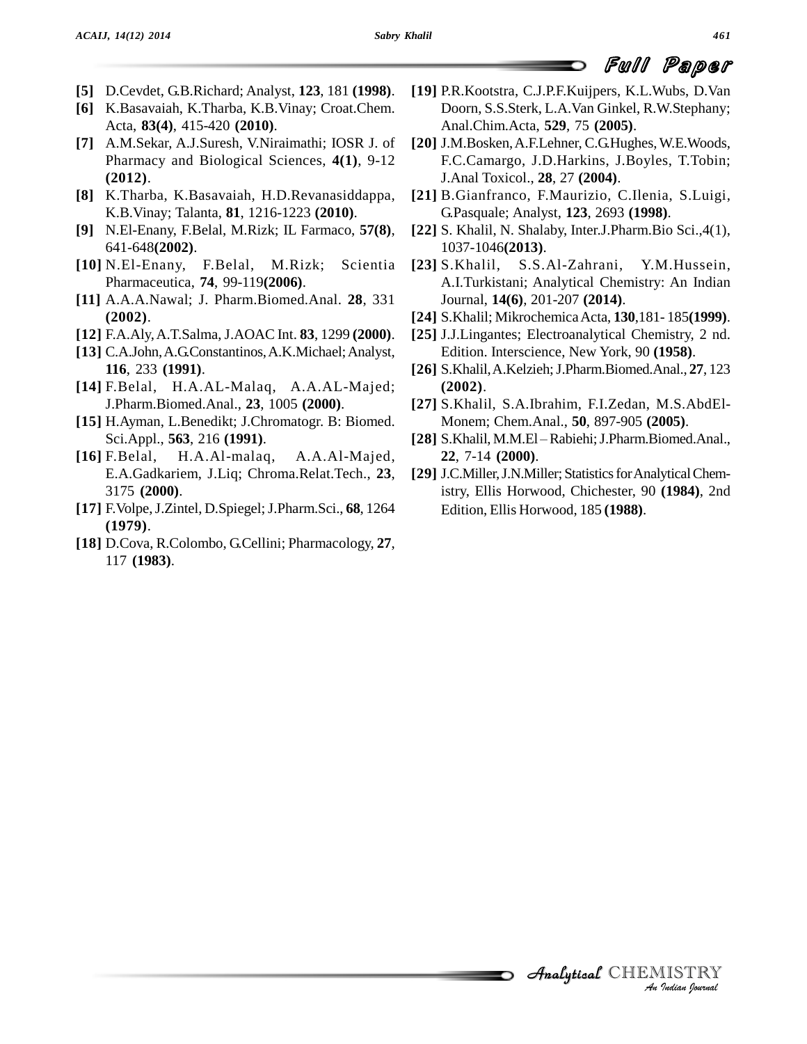**[5]** D.Cevdet, G.B.Richard; Analyst, **123**, 181 **(1998)**.

**[6]** K.Basavaiah, K.Tharba, K.B.Vinay; Croat.Chem. Acta, **83(4)**, 415-420 **(2010)**.

**[7]** A.M.Sekar, A.J.Suresh, V.Niraimathi; IOSR J. of Pharmacy and Biological Sciences, **4(1)**, 9-12 **(2012)**.

**[8]** K.Tharba, K.Basavaiah, H.D.Revanasiddappa, K.B.Vinay; Talanta, **81**, 1216-1223 **(2010)**.

**[9]** N.El-Enany, F.Belal, M.Rizk; IL Farmaco, **57(8)**, 641-648**(2002)**.

**[10]** N.El-Enany, F.Belal, M.Rizk; Scientia Pharmaceutica, **74**, 99-119**(2006)**.

**[11]** A.A.A.Nawal; J. Pharm.Biomed.Anal. **28**, 331 **(2002)**.

**[12]** F.A.Aly, A.T.Salma, J.AOAC Int. **83**, 1299 **(2000)**.

**[13]** C.A.John, A.G.Constantinos, A.K.Michael; Analyst, **116**, 233 **(1991)**.

**[14]** F.Belal, H.A.AL-Malaq, A.A.AL-Majed; J.Pharm.Biomed.Anal., **23**, 1005 **(2000)**.

**[15]** H.Ayman, L.Benedikt; J.Chromatogr. B: Biomed. Sci.Appl., **563**, 216 **(1991)**.

**[16]** F.Belal, H.A.Al-malaq, A.A.Al-Majed, E.A.Gadkariem, J.Liq; Chroma.Relat.Tech., **23**, 3175 **(2000)**.

**[17]** F.Volpe, J.Zintel, D.Spiegel; J.Pharm.Sci., **68**, 1264 **(1979)**.

**[18]** D.Cova, R.Colombo, G.Cellini; Pharmacology, **27**, 117 **(1983)**.

**[19]** P.R.Kootstra, C.J.P.F.Kuijpers, K.L.Wubs, D.Van Doorn, S.S.Sterk, L.A.Van Ginkel, R.W.Stephany; Anal.Chim.Acta, **529**, 75 **(2005)**.

**[20]** J.M.Bosken, A.F.Lehner, C.G.Hughes, W.E.Woods, F.C.Camargo, J.D.Harkins, J.Boyles, T.Tobin; J.Anal Toxicol., **28**, 27 **(2004)**.

**[21]** B.Gianfranco, F.Maurizio, C.Ilenia, S.Luigi, G.Pasquale; Analyst, **123**, 2693 **(1998)**.

**[22]** S. Khalil, N. Shalaby, Inter.J.Pharm.Bio Sci.,4(1), 1037-1046**(2013)**.

**[23]** S.Khalil, S.S.Al-Zahrani, Y.M.Hussein, A.I.Turkistani; Analytical Chemistry: An Indian Journal, **14(6)**, 201-207 **(2014)**.

**[24]** S.Khalil; Mikrochemica Acta, **130**,181- 185**(1999)**.

**[25]** J.J.Lingantes; Electroanalytical Chemistry, 2 nd. Edition. Interscience, New York, 90 **(1958)**.

**[26]** S.Khalil, A.Kelzieh; J.Pharm.Biomed.Anal., **27**, 123 **(2002)**.

**[27]** S.Khalil, S.A.Ibrahim, F.I.Zedan, M.S.AbdEl-Monem; Chem.Anal., **50**, 897-905 **(2005)**.

**[28]** S.Khalil, M.M.El – Rabiehi; J.Pharm.Biomed.Anal., **22**, 7-14 **(2000)**.

**[29]** J.C.Miller, J.N.Miller; Statistics for Analytical Chemistry, Ellis Horwood, Chichester, 90 **(1984)**, 2nd Edition, Ellis Horwood, 185 **(1988)**.